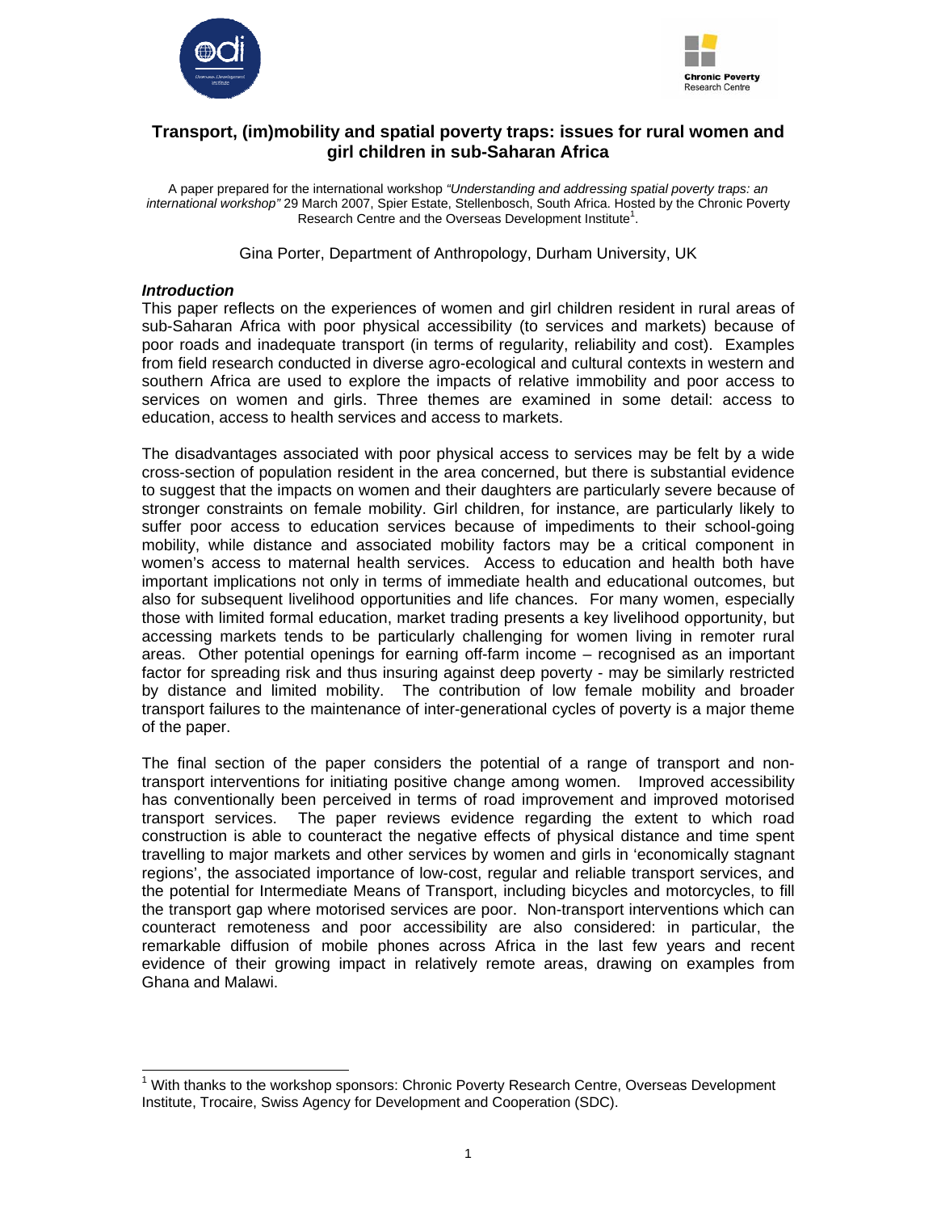# Transport, (im)mobility and spatial poverty traps: issues for rural women and girl children in sub-Saharan Africa

A paper prepared for the international workshop *"Understanding and addressing spatial poverty traps: an international workshop"* 29 March 2007, Spier Estate, Stellenbosch, South Africa. Hosted by the Chronic Poverty Research Centre and the Overseas Development Institute[1].

Gina Porter, Department of Anthropology, Durham University, UK

### *Introduction*

This paper reflects on the experiences of women and girl children resident in rural areas of sub-Saharan Africa with poor physical accessibility (to services and markets) because of poor roads and inadequate transport (in terms of regularity, reliability and cost). Examples from field research conducted in diverse agro-ecological and cultural contexts in western and southern Africa are used to explore the impacts of relative immobility and poor access to services on women and girls. Three themes are examined in some detail: access to education, access to health services and access to markets.

The disadvantages associated with poor physical access to services may be felt by a wide cross-section of population resident in the area concerned, but there is substantial evidence to suggest that the impacts on women and their daughters are particularly severe because of stronger constraints on female mobility. Girl children, for instance, are particularly likely to suffer poor access to education services because of impediments to their school-going mobility, while distance and associated mobility factors may be a critical component in women's access to maternal health services. Access to education and health both have important implications not only in terms of immediate health and educational outcomes, but also for subsequent livelihood opportunities and life chances. For many women, especially those with limited formal education, market trading presents a key livelihood opportunity, but accessing markets tends to be particularly challenging for women living in remoter rural areas. Other potential openings for earning off-farm income – recognised as an important factor for spreading risk and thus insuring against deep poverty - may be similarly restricted by distance and limited mobility. The contribution of low female mobility and broader transport failures to the maintenance of inter-generational cycles of poverty is a major theme of the paper.

The final section of the paper considers the potential of a range of transport and non-transport interventions for initiating positive change among women. Improved accessibility has conventionally been perceived in terms of road improvement and improved motorised transport services. The paper reviews evidence regarding the extent to which road construction is able to counteract the negative effects of physical distance and time spent travelling to major markets and other services by women and girls in 'economically stagnant regions', the associated importance of low-cost, regular and reliable transport services, and the potential for Intermediate Means of Transport, including bicycles and motorcycles, to fill the transport gap where motorised services are poor. Non-transport interventions which can counteract remoteness and poor accessibility are also considered: in particular, the remarkable diffusion of mobile phones across Africa in the last few years and recent evidence of their growing impact in relatively remote areas, drawing on examples from Ghana and Malawi.

---

[1] With thanks to the workshop sponsors: Chronic Poverty Research Centre, Overseas Development Institute, Trocaire, Swiss Agency for Development and Cooperation (SDC).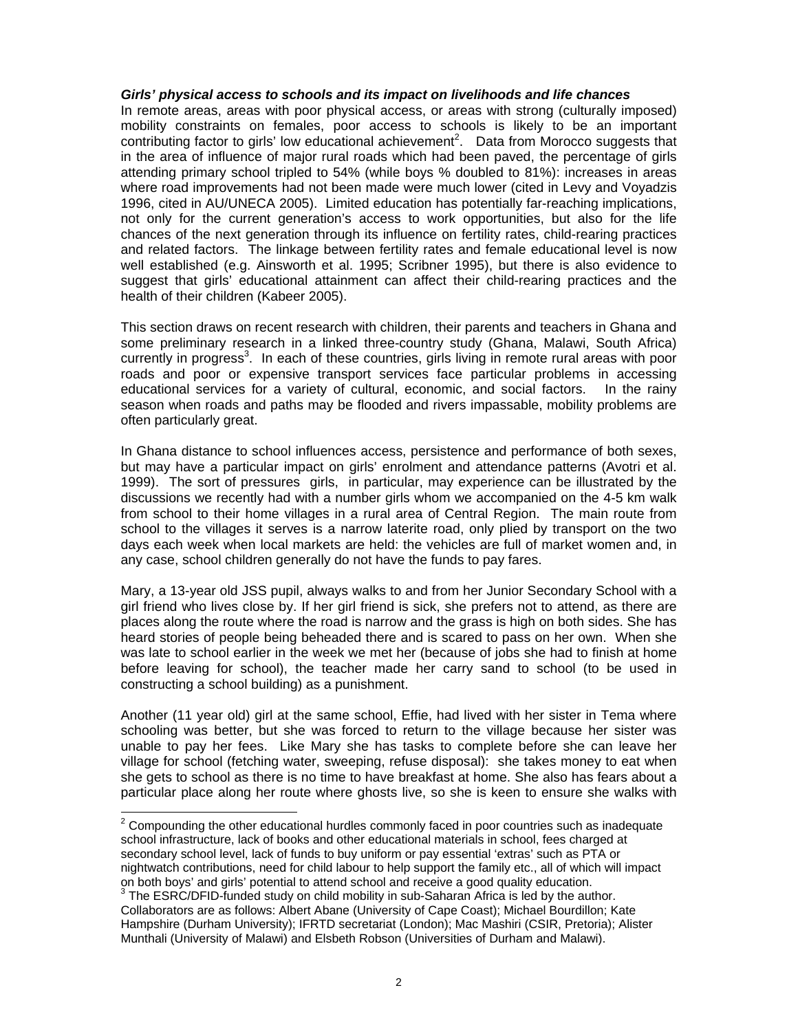***Girls' physical access to schools and its impact on livelihoods and life chances***

In remote areas, areas with poor physical access, or areas with strong (culturally imposed) mobility constraints on females, poor access to schools is likely to be an important contributing factor to girls' low educational achievement[2]. Data from Morocco suggests that in the area of influence of major rural roads which had been paved, the percentage of girls attending primary school tripled to 54% (while boys % doubled to 81%): increases in areas where road improvements had not been made were much lower (cited in Levy and Voyadzis 1996, cited in AU/UNECA 2005). Limited education has potentially far-reaching implications, not only for the current generation's access to work opportunities, but also for the life chances of the next generation through its influence on fertility rates, child-rearing practices and related factors. The linkage between fertility rates and female educational level is now well established (e.g. Ainsworth et al. 1995; Scribner 1995), but there is also evidence to suggest that girls' educational attainment can affect their child-rearing practices and the health of their children (Kabeer 2005).

This section draws on recent research with children, their parents and teachers in Ghana and some preliminary research in a linked three-country study (Ghana, Malawi, South Africa) currently in progress[3]. In each of these countries, girls living in remote rural areas with poor roads and poor or expensive transport services face particular problems in accessing educational services for a variety of cultural, economic, and social factors. In the rainy season when roads and paths may be flooded and rivers impassable, mobility problems are often particularly great.

In Ghana distance to school influences access, persistence and performance of both sexes, but may have a particular impact on girls' enrolment and attendance patterns (Avotri et al. 1999). The sort of pressures girls, in particular, may experience can be illustrated by the discussions we recently had with a number girls whom we accompanied on the 4-5 km walk from school to their home villages in a rural area of Central Region. The main route from school to the villages it serves is a narrow laterite road, only plied by transport on the two days each week when local markets are held: the vehicles are full of market women and, in any case, school children generally do not have the funds to pay fares.

Mary, a 13-year old JSS pupil, always walks to and from her Junior Secondary School with a girl friend who lives close by. If her girl friend is sick, she prefers not to attend, as there are places along the route where the road is narrow and the grass is high on both sides. She has heard stories of people being beheaded there and is scared to pass on her own. When she was late to school earlier in the week we met her (because of jobs she had to finish at home before leaving for school), the teacher made her carry sand to school (to be used in constructing a school building) as a punishment.

Another (11 year old) girl at the same school, Effie, had lived with her sister in Tema where schooling was better, but she was forced to return to the village because her sister was unable to pay her fees. Like Mary she has tasks to complete before she can leave her village for school (fetching water, sweeping, refuse disposal): she takes money to eat when she gets to school as there is no time to have breakfast at home. She also has fears about a particular place along her route where ghosts live, so she is keen to ensure she walks with

---

[2] Compounding the other educational hurdles commonly faced in poor countries such as inadequate school infrastructure, lack of books and other educational materials in school, fees charged at secondary school level, lack of funds to buy uniform or pay essential 'extras' such as PTA or nightwatch contributions, need for child labour to help support the family etc., all of which will impact on both boys' and girls' potential to attend school and receive a good quality education.

[3] The ESRC/DFID-funded study on child mobility in sub-Saharan Africa is led by the author. Collaborators are as follows: Albert Abane (University of Cape Coast); Michael Bourdillon; Kate Hampshire (Durham University); IFRTD secretariat (London); Mac Mashiri (CSIR, Pretoria); Alister Munthali (University of Malawi) and Elsbeth Robson (Universities of Durham and Malawi).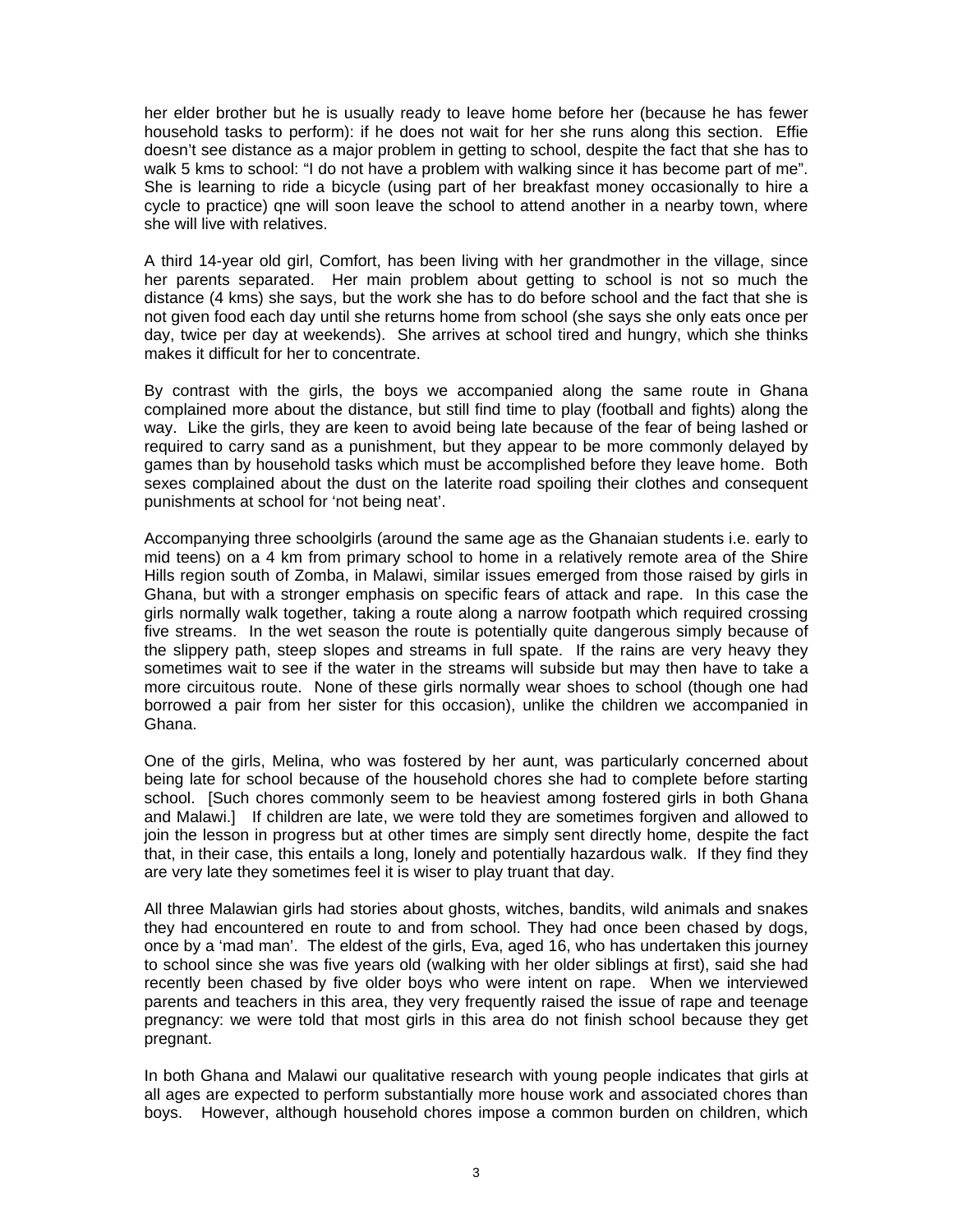her elder brother but he is usually ready to leave home before her (because he has fewer household tasks to perform): if he does not wait for her she runs along this section. Effie doesn't see distance as a major problem in getting to school, despite the fact that she has to walk 5 kms to school: "I do not have a problem with walking since it has become part of me". She is learning to ride a bicycle (using part of her breakfast money occasionally to hire a cycle to practice) qne will soon leave the school to attend another in a nearby town, where she will live with relatives.

A third 14-year old girl, Comfort, has been living with her grandmother in the village, since her parents separated. Her main problem about getting to school is not so much the distance (4 kms) she says, but the work she has to do before school and the fact that she is not given food each day until she returns home from school (she says she only eats once per day, twice per day at weekends). She arrives at school tired and hungry, which she thinks makes it difficult for her to concentrate.

By contrast with the girls, the boys we accompanied along the same route in Ghana complained more about the distance, but still find time to play (football and fights) along the way. Like the girls, they are keen to avoid being late because of the fear of being lashed or required to carry sand as a punishment, but they appear to be more commonly delayed by games than by household tasks which must be accomplished before they leave home. Both sexes complained about the dust on the laterite road spoiling their clothes and consequent punishments at school for 'not being neat'.

Accompanying three schoolgirls (around the same age as the Ghanaian students i.e. early to mid teens) on a 4 km from primary school to home in a relatively remote area of the Shire Hills region south of Zomba, in Malawi, similar issues emerged from those raised by girls in Ghana, but with a stronger emphasis on specific fears of attack and rape. In this case the girls normally walk together, taking a route along a narrow footpath which required crossing five streams. In the wet season the route is potentially quite dangerous simply because of the slippery path, steep slopes and streams in full spate. If the rains are very heavy they sometimes wait to see if the water in the streams will subside but may then have to take a more circuitous route. None of these girls normally wear shoes to school (though one had borrowed a pair from her sister for this occasion), unlike the children we accompanied in Ghana.

One of the girls, Melina, who was fostered by her aunt, was particularly concerned about being late for school because of the household chores she had to complete before starting school. [Such chores commonly seem to be heaviest among fostered girls in both Ghana and Malawi.] If children are late, we were told they are sometimes forgiven and allowed to join the lesson in progress but at other times are simply sent directly home, despite the fact that, in their case, this entails a long, lonely and potentially hazardous walk. If they find they are very late they sometimes feel it is wiser to play truant that day.

All three Malawian girls had stories about ghosts, witches, bandits, wild animals and snakes they had encountered en route to and from school. They had once been chased by dogs, once by a 'mad man'. The eldest of the girls, Eva, aged 16, who has undertaken this journey to school since she was five years old (walking with her older siblings at first), said she had recently been chased by five older boys who were intent on rape. When we interviewed parents and teachers in this area, they very frequently raised the issue of rape and teenage pregnancy: we were told that most girls in this area do not finish school because they get pregnant.

In both Ghana and Malawi our qualitative research with young people indicates that girls at all ages are expected to perform substantially more house work and associated chores than boys. However, although household chores impose a common burden on children, which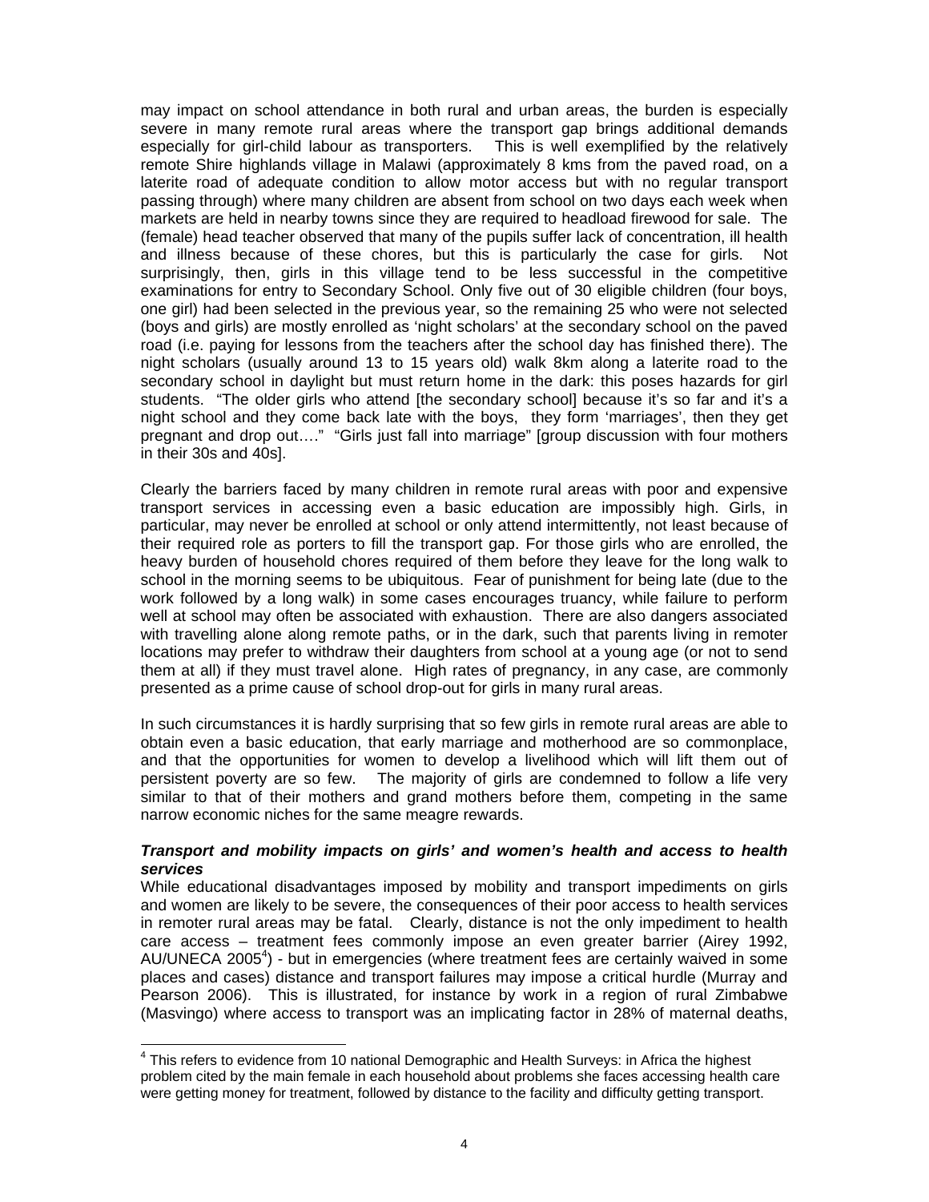may impact on school attendance in both rural and urban areas, the burden is especially severe in many remote rural areas where the transport gap brings additional demands especially for girl-child labour as transporters. This is well exemplified by the relatively remote Shire highlands village in Malawi (approximately 8 kms from the paved road, on a laterite road of adequate condition to allow motor access but with no regular transport passing through) where many children are absent from school on two days each week when markets are held in nearby towns since they are required to headload firewood for sale. The (female) head teacher observed that many of the pupils suffer lack of concentration, ill health and illness because of these chores, but this is particularly the case for girls. Not surprisingly, then, girls in this village tend to be less successful in the competitive examinations for entry to Secondary School. Only five out of 30 eligible children (four boys, one girl) had been selected in the previous year, so the remaining 25 who were not selected (boys and girls) are mostly enrolled as 'night scholars' at the secondary school on the paved road (i.e. paying for lessons from the teachers after the school day has finished there). The night scholars (usually around 13 to 15 years old) walk 8km along a laterite road to the secondary school in daylight but must return home in the dark: this poses hazards for girl students. "The older girls who attend [the secondary school] because it's so far and it's a night school and they come back late with the boys, they form 'marriages', then they get pregnant and drop out…." "Girls just fall into marriage" [group discussion with four mothers in their 30s and 40s].

Clearly the barriers faced by many children in remote rural areas with poor and expensive transport services in accessing even a basic education are impossibly high. Girls, in particular, may never be enrolled at school or only attend intermittently, not least because of their required role as porters to fill the transport gap. For those girls who are enrolled, the heavy burden of household chores required of them before they leave for the long walk to school in the morning seems to be ubiquitous. Fear of punishment for being late (due to the work followed by a long walk) in some cases encourages truancy, while failure to perform well at school may often be associated with exhaustion. There are also dangers associated with travelling alone along remote paths, or in the dark, such that parents living in remoter locations may prefer to withdraw their daughters from school at a young age (or not to send them at all) if they must travel alone. High rates of pregnancy, in any case, are commonly presented as a prime cause of school drop-out for girls in many rural areas.

In such circumstances it is hardly surprising that so few girls in remote rural areas are able to obtain even a basic education, that early marriage and motherhood are so commonplace, and that the opportunities for women to develop a livelihood which will lift them out of persistent poverty are so few. The majority of girls are condemned to follow a life very similar to that of their mothers and grand mothers before them, competing in the same narrow economic niches for the same meagre rewards.

***Transport and mobility impacts on girls' and women's health and access to health services***

While educational disadvantages imposed by mobility and transport impediments on girls and women are likely to be severe, the consequences of their poor access to health services in remoter rural areas may be fatal. Clearly, distance is not the only impediment to health care access – treatment fees commonly impose an even greater barrier (Airey 1992, AU/UNECA 2005[4]) - but in emergencies (where treatment fees are certainly waived in some places and cases) distance and transport failures may impose a critical hurdle (Murray and Pearson 2006). This is illustrated, for instance by work in a region of rural Zimbabwe (Masvingo) where access to transport was an implicating factor in 28% of maternal deaths,

[4] This refers to evidence from 10 national Demographic and Health Surveys: in Africa the highest problem cited by the main female in each household about problems she faces accessing health care were getting money for treatment, followed by distance to the facility and difficulty getting transport.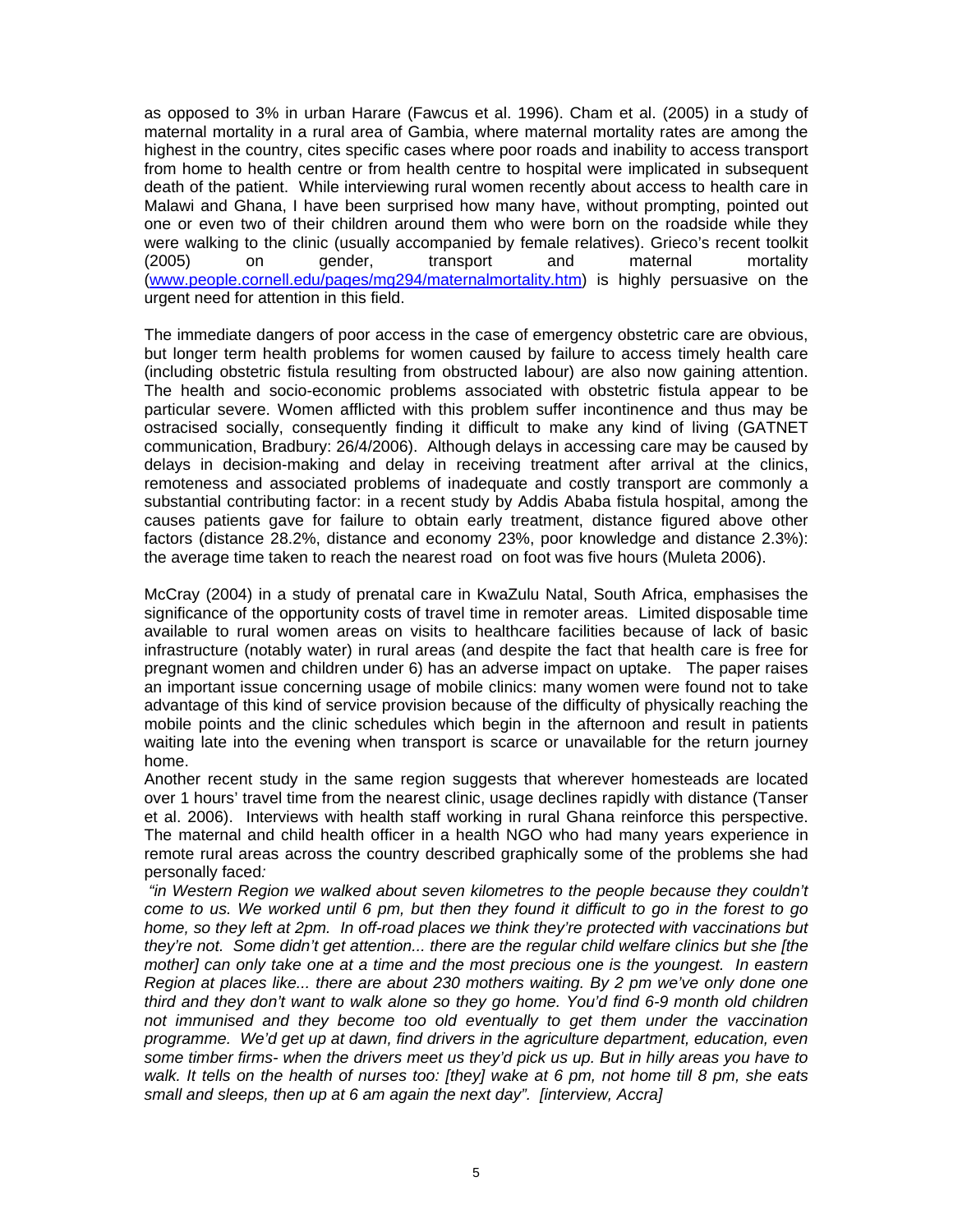as opposed to 3% in urban Harare (Fawcus et al. 1996). Cham et al. (2005) in a study of maternal mortality in a rural area of Gambia, where maternal mortality rates are among the highest in the country, cites specific cases where poor roads and inability to access transport from home to health centre or from health centre to hospital were implicated in subsequent death of the patient. While interviewing rural women recently about access to health care in Malawi and Ghana, I have been surprised how many have, without prompting, pointed out one or even two of their children around them who were born on the roadside while they were walking to the clinic (usually accompanied by female relatives). Grieco's recent toolkit (2005) on gender, transport and maternal mortality (www.people.cornell.edu/pages/mg294/maternalmortality.htm) is highly persuasive on the urgent need for attention in this field.

The immediate dangers of poor access in the case of emergency obstetric care are obvious, but longer term health problems for women caused by failure to access timely health care (including obstetric fistula resulting from obstructed labour) are also now gaining attention. The health and socio-economic problems associated with obstetric fistula appear to be particular severe. Women afflicted with this problem suffer incontinence and thus may be ostracised socially, consequently finding it difficult to make any kind of living (GATNET communication, Bradbury: 26/4/2006). Although delays in accessing care may be caused by delays in decision-making and delay in receiving treatment after arrival at the clinics, remoteness and associated problems of inadequate and costly transport are commonly a substantial contributing factor: in a recent study by Addis Ababa fistula hospital, among the causes patients gave for failure to obtain early treatment, distance figured above other factors (distance 28.2%, distance and economy 23%, poor knowledge and distance 2.3%): the average time taken to reach the nearest road on foot was five hours (Muleta 2006).

McCray (2004) in a study of prenatal care in KwaZulu Natal, South Africa, emphasises the significance of the opportunity costs of travel time in remoter areas. Limited disposable time available to rural women areas on visits to healthcare facilities because of lack of basic infrastructure (notably water) in rural areas (and despite the fact that health care is free for pregnant women and children under 6) has an adverse impact on uptake. The paper raises an important issue concerning usage of mobile clinics: many women were found not to take advantage of this kind of service provision because of the difficulty of physically reaching the mobile points and the clinic schedules which begin in the afternoon and result in patients waiting late into the evening when transport is scarce or unavailable for the return journey home.

Another recent study in the same region suggests that wherever homesteads are located over 1 hours' travel time from the nearest clinic, usage declines rapidly with distance (Tanser et al. 2006). Interviews with health staff working in rural Ghana reinforce this perspective. The maternal and child health officer in a health NGO who had many years experience in remote rural areas across the country described graphically some of the problems she had personally faced:

*"in Western Region we walked about seven kilometres to the people because they couldn't come to us. We worked until 6 pm, but then they found it difficult to go in the forest to go home, so they left at 2pm. In off-road places we think they're protected with vaccinations but they're not. Some didn't get attention... there are the regular child welfare clinics but she [the mother] can only take one at a time and the most precious one is the youngest. In eastern Region at places like... there are about 230 mothers waiting. By 2 pm we've only done one third and they don't want to walk alone so they go home. You'd find 6-9 month old children not immunised and they become too old eventually to get them under the vaccination programme. We'd get up at dawn, find drivers in the agriculture department, education, even some timber firms- when the drivers meet us they'd pick us up. But in hilly areas you have to walk. It tells on the health of nurses too: [they] wake at 6 pm, not home till 8 pm, she eats small and sleeps, then up at 6 am again the next day". [interview, Accra]*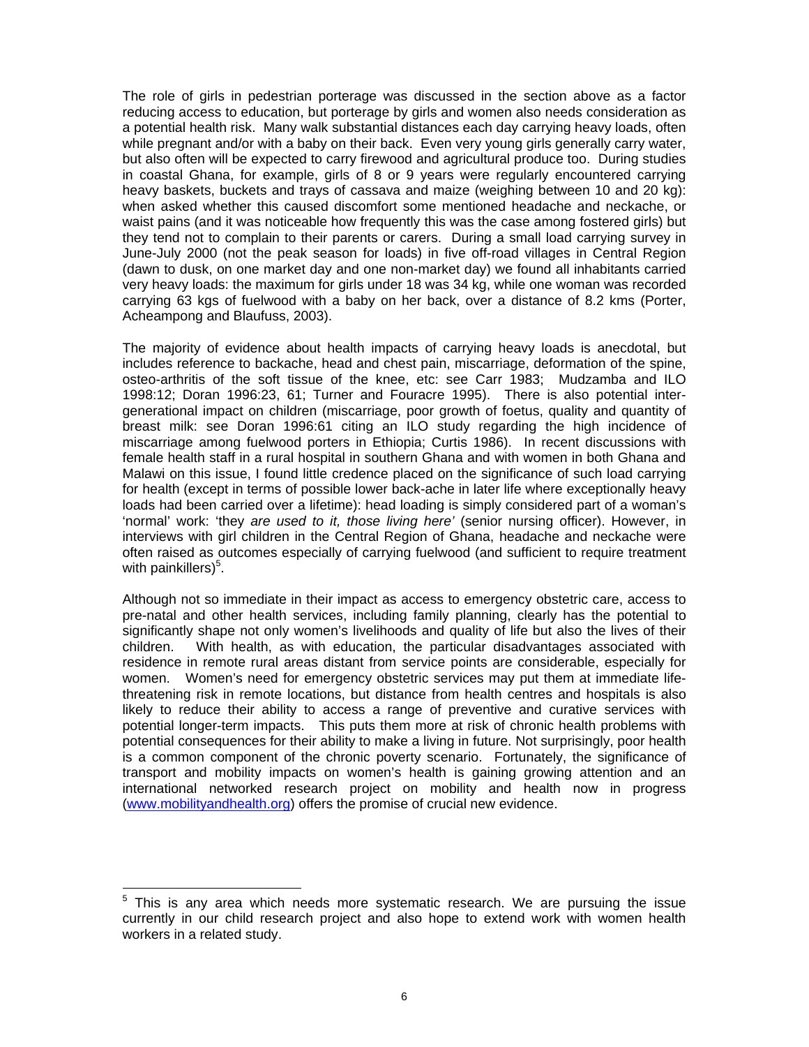The role of girls in pedestrian porterage was discussed in the section above as a factor reducing access to education, but porterage by girls and women also needs consideration as a potential health risk. Many walk substantial distances each day carrying heavy loads, often while pregnant and/or with a baby on their back. Even very young girls generally carry water, but also often will be expected to carry firewood and agricultural produce too. During studies in coastal Ghana, for example, girls of 8 or 9 years were regularly encountered carrying heavy baskets, buckets and trays of cassava and maize (weighing between 10 and 20 kg): when asked whether this caused discomfort some mentioned headache and neckache, or waist pains (and it was noticeable how frequently this was the case among fostered girls) but they tend not to complain to their parents or carers. During a small load carrying survey in June-July 2000 (not the peak season for loads) in five off-road villages in Central Region (dawn to dusk, on one market day and one non-market day) we found all inhabitants carried very heavy loads: the maximum for girls under 18 was 34 kg, while one woman was recorded carrying 63 kgs of fuelwood with a baby on her back, over a distance of 8.2 kms (Porter, Acheampong and Blaufuss, 2003).

The majority of evidence about health impacts of carrying heavy loads is anecdotal, but includes reference to backache, head and chest pain, miscarriage, deformation of the spine, osteo-arthritis of the soft tissue of the knee, etc: see Carr 1983; Mudzamba and ILO 1998:12; Doran 1996:23, 61; Turner and Fouracre 1995). There is also potential inter-generational impact on children (miscarriage, poor growth of foetus, quality and quantity of breast milk: see Doran 1996:61 citing an ILO study regarding the high incidence of miscarriage among fuelwood porters in Ethiopia; Curtis 1986). In recent discussions with female health staff in a rural hospital in southern Ghana and with women in both Ghana and Malawi on this issue, I found little credence placed on the significance of such load carrying for health (except in terms of possible lower back-ache in later life where exceptionally heavy loads had been carried over a lifetime): head loading is simply considered part of a woman's 'normal' work: 'they *are used to it, those living here'* (senior nursing officer). However, in interviews with girl children in the Central Region of Ghana, headache and neckache were often raised as outcomes especially of carrying fuelwood (and sufficient to require treatment with painkillers)[5].

Although not so immediate in their impact as access to emergency obstetric care, access to pre-natal and other health services, including family planning, clearly has the potential to significantly shape not only women's livelihoods and quality of life but also the lives of their children. With health, as with education, the particular disadvantages associated with residence in remote rural areas distant from service points are considerable, especially for women. Women's need for emergency obstetric services may put them at immediate life-threatening risk in remote locations, but distance from health centres and hospitals is also likely to reduce their ability to access a range of preventive and curative services with potential longer-term impacts. This puts them more at risk of chronic health problems with potential consequences for their ability to make a living in future. Not surprisingly, poor health is a common component of the chronic poverty scenario. Fortunately, the significance of transport and mobility impacts on women's health is gaining growing attention and an international networked research project on mobility and health now in progress (www.mobilityandhealth.org) offers the promise of crucial new evidence.

---

[5] This is any area which needs more systematic research. We are pursuing the issue currently in our child research project and also hope to extend work with women health workers in a related study.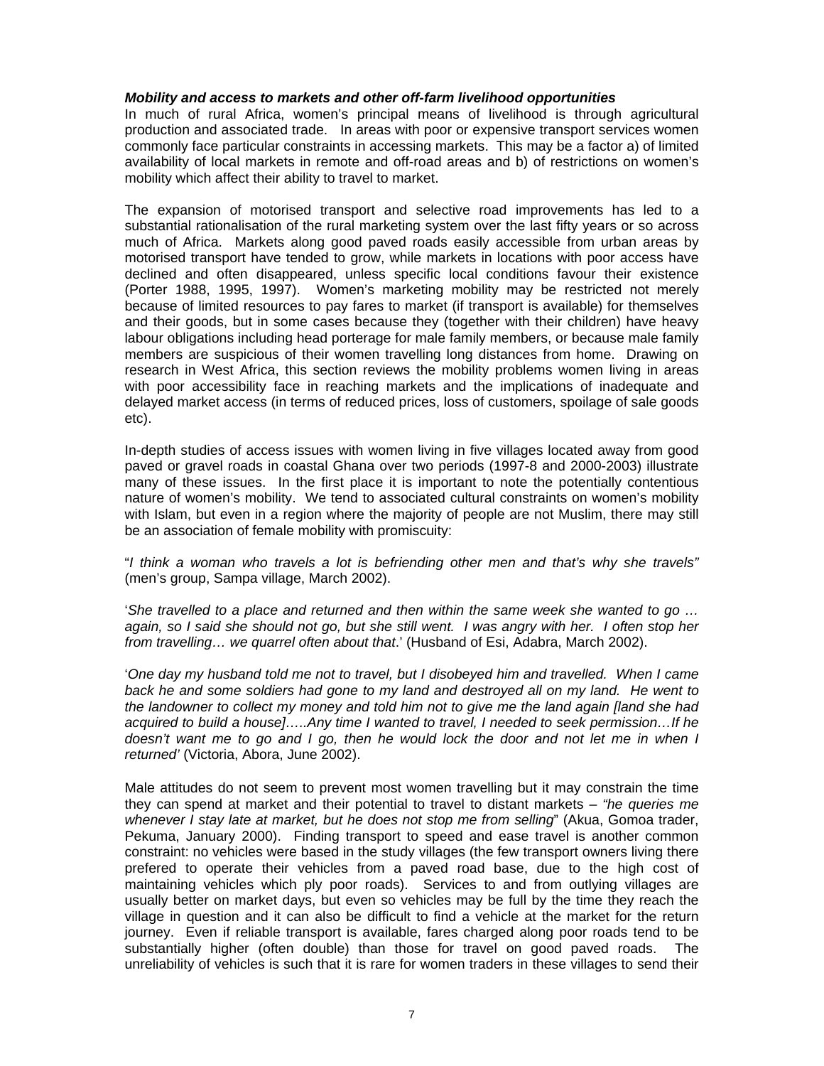***Mobility and access to markets and other off-farm livelihood opportunities***

In much of rural Africa, women's principal means of livelihood is through agricultural production and associated trade. In areas with poor or expensive transport services women commonly face particular constraints in accessing markets. This may be a factor a) of limited availability of local markets in remote and off-road areas and b) of restrictions on women's mobility which affect their ability to travel to market.

The expansion of motorised transport and selective road improvements has led to a substantial rationalisation of the rural marketing system over the last fifty years or so across much of Africa. Markets along good paved roads easily accessible from urban areas by motorised transport have tended to grow, while markets in locations with poor access have declined and often disappeared, unless specific local conditions favour their existence (Porter 1988, 1995, 1997). Women's marketing mobility may be restricted not merely because of limited resources to pay fares to market (if transport is available) for themselves and their goods, but in some cases because they (together with their children) have heavy labour obligations including head porterage for male family members, or because male family members are suspicious of their women travelling long distances from home. Drawing on research in West Africa, this section reviews the mobility problems women living in areas with poor accessibility face in reaching markets and the implications of inadequate and delayed market access (in terms of reduced prices, loss of customers, spoilage of sale goods etc).

In-depth studies of access issues with women living in five villages located away from good paved or gravel roads in coastal Ghana over two periods (1997-8 and 2000-2003) illustrate many of these issues. In the first place it is important to note the potentially contentious nature of women's mobility. We tend to associated cultural constraints on women's mobility with Islam, but even in a region where the majority of people are not Muslim, there may still be an association of female mobility with promiscuity:

"*I think a woman who travels a lot is befriending other men and that's why she travels"* (men's group, Sampa village, March 2002).

'*She travelled to a place and returned and then within the same week she wanted to go … again, so I said she should not go, but she still went. I was angry with her. I often stop her from travelling… we quarrel often about that*.' (Husband of Esi, Adabra, March 2002).

'*One day my husband told me not to travel, but I disobeyed him and travelled. When I came back he and some soldiers had gone to my land and destroyed all on my land. He went to the landowner to collect my money and told him not to give me the land again [land she had acquired to build a house]…..Any time I wanted to travel, I needed to seek permission…If he doesn't want me to go and I go, then he would lock the door and not let me in when I returned'* (Victoria, Abora, June 2002).

Male attitudes do not seem to prevent most women travelling but it may constrain the time they can spend at market and their potential to travel to distant markets – *"he queries me whenever I stay late at market, but he does not stop me from selling*" (Akua, Gomoa trader, Pekuma, January 2000). Finding transport to speed and ease travel is another common constraint: no vehicles were based in the study villages (the few transport owners living there prefered to operate their vehicles from a paved road base, due to the high cost of maintaining vehicles which ply poor roads). Services to and from outlying villages are usually better on market days, but even so vehicles may be full by the time they reach the village in question and it can also be difficult to find a vehicle at the market for the return journey. Even if reliable transport is available, fares charged along poor roads tend to be substantially higher (often double) than those for travel on good paved roads. The unreliability of vehicles is such that it is rare for women traders in these villages to send their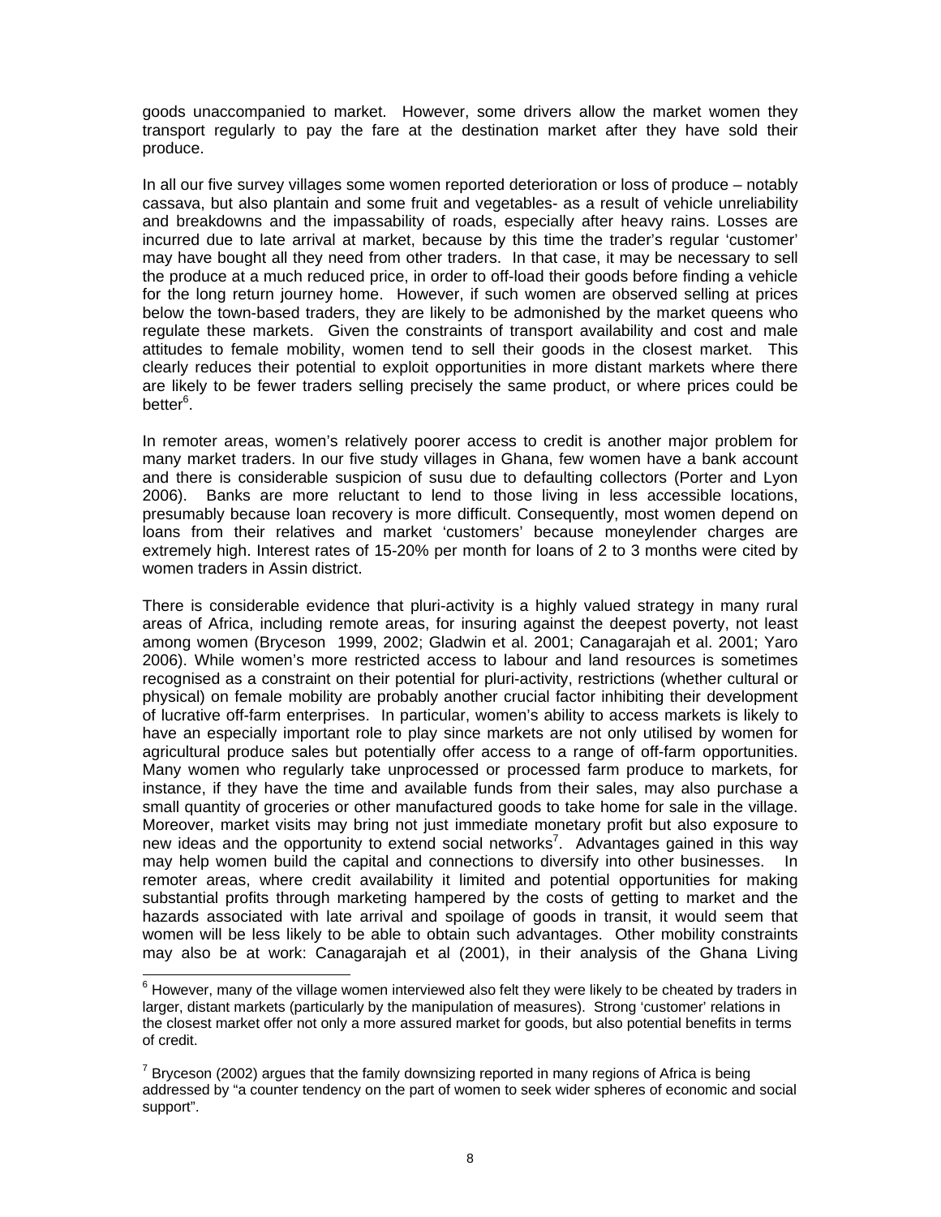goods unaccompanied to market. However, some drivers allow the market women they transport regularly to pay the fare at the destination market after they have sold their produce.

In all our five survey villages some women reported deterioration or loss of produce – notably cassava, but also plantain and some fruit and vegetables- as a result of vehicle unreliability and breakdowns and the impassability of roads, especially after heavy rains. Losses are incurred due to late arrival at market, because by this time the trader's regular 'customer' may have bought all they need from other traders. In that case, it may be necessary to sell the produce at a much reduced price, in order to off-load their goods before finding a vehicle for the long return journey home. However, if such women are observed selling at prices below the town-based traders, they are likely to be admonished by the market queens who regulate these markets. Given the constraints of transport availability and cost and male attitudes to female mobility, women tend to sell their goods in the closest market. This clearly reduces their potential to exploit opportunities in more distant markets where there are likely to be fewer traders selling precisely the same product, or where prices could be better[6].

In remoter areas, women's relatively poorer access to credit is another major problem for many market traders. In our five study villages in Ghana, few women have a bank account and there is considerable suspicion of susu due to defaulting collectors (Porter and Lyon 2006). Banks are more reluctant to lend to those living in less accessible locations, presumably because loan recovery is more difficult. Consequently, most women depend on loans from their relatives and market 'customers' because moneylender charges are extremely high. Interest rates of 15-20% per month for loans of 2 to 3 months were cited by women traders in Assin district.

There is considerable evidence that pluri-activity is a highly valued strategy in many rural areas of Africa, including remote areas, for insuring against the deepest poverty, not least among women (Bryceson 1999, 2002; Gladwin et al. 2001; Canagarajah et al. 2001; Yaro 2006). While women's more restricted access to labour and land resources is sometimes recognised as a constraint on their potential for pluri-activity, restrictions (whether cultural or physical) on female mobility are probably another crucial factor inhibiting their development of lucrative off-farm enterprises. In particular, women's ability to access markets is likely to have an especially important role to play since markets are not only utilised by women for agricultural produce sales but potentially offer access to a range of off-farm opportunities. Many women who regularly take unprocessed or processed farm produce to markets, for instance, if they have the time and available funds from their sales, may also purchase a small quantity of groceries or other manufactured goods to take home for sale in the village. Moreover, market visits may bring not just immediate monetary profit but also exposure to new ideas and the opportunity to extend social networks[7]. Advantages gained in this way may help women build the capital and connections to diversify into other businesses. In remoter areas, where credit availability it limited and potential opportunities for making substantial profits through marketing hampered by the costs of getting to market and the hazards associated with late arrival and spoilage of goods in transit, it would seem that women will be less likely to be able to obtain such advantages. Other mobility constraints may also be at work: Canagarajah et al (2001), in their analysis of the Ghana Living

[6] However, many of the village women interviewed also felt they were likely to be cheated by traders in larger, distant markets (particularly by the manipulation of measures). Strong 'customer' relations in the closest market offer not only a more assured market for goods, but also potential benefits in terms of credit.

[7] Bryceson (2002) argues that the family downsizing reported in many regions of Africa is being addressed by "a counter tendency on the part of women to seek wider spheres of economic and social support".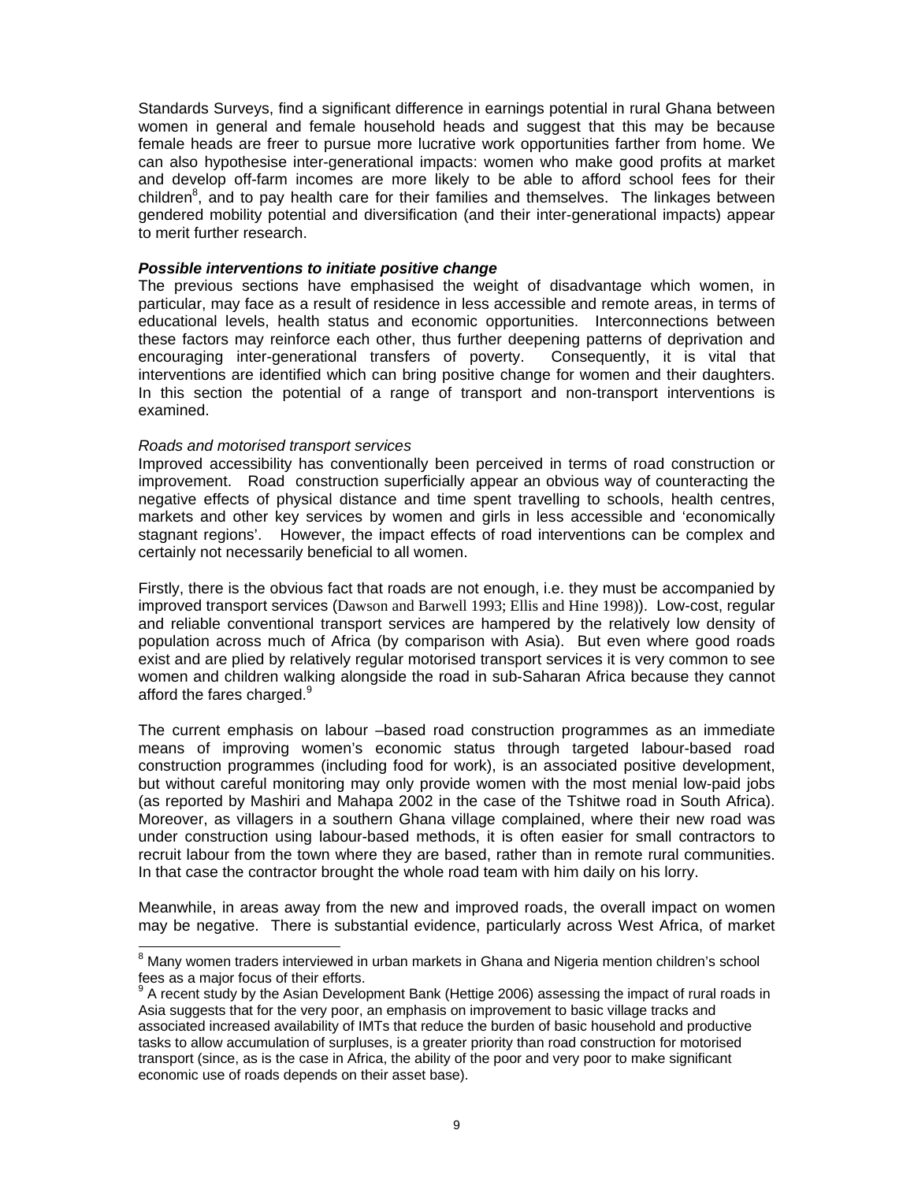Standards Surveys, find a significant difference in earnings potential in rural Ghana between women in general and female household heads and suggest that this may be because female heads are freer to pursue more lucrative work opportunities farther from home. We can also hypothesise inter-generational impacts: women who make good profits at market and develop off-farm incomes are more likely to be able to afford school fees for their children[8], and to pay health care for their families and themselves. The linkages between gendered mobility potential and diversification (and their inter-generational impacts) appear to merit further research.

***Possible interventions to initiate positive change***

The previous sections have emphasised the weight of disadvantage which women, in particular, may face as a result of residence in less accessible and remote areas, in terms of educational levels, health status and economic opportunities. Interconnections between these factors may reinforce each other, thus further deepening patterns of deprivation and encouraging inter-generational transfers of poverty. Consequently, it is vital that interventions are identified which can bring positive change for women and their daughters. In this section the potential of a range of transport and non-transport interventions is examined.

*Roads and motorised transport services*

Improved accessibility has conventionally been perceived in terms of road construction or improvement. Road construction superficially appear an obvious way of counteracting the negative effects of physical distance and time spent travelling to schools, health centres, markets and other key services by women and girls in less accessible and 'economically stagnant regions'. However, the impact effects of road interventions can be complex and certainly not necessarily beneficial to all women.

Firstly, there is the obvious fact that roads are not enough, i.e. they must be accompanied by improved transport services (Dawson and Barwell 1993; Ellis and Hine 1998)). Low-cost, regular and reliable conventional transport services are hampered by the relatively low density of population across much of Africa (by comparison with Asia). But even where good roads exist and are plied by relatively regular motorised transport services it is very common to see women and children walking alongside the road in sub-Saharan Africa because they cannot afford the fares charged.[9]

The current emphasis on labour –based road construction programmes as an immediate means of improving women's economic status through targeted labour-based road construction programmes (including food for work), is an associated positive development, but without careful monitoring may only provide women with the most menial low-paid jobs (as reported by Mashiri and Mahapa 2002 in the case of the Tshitwe road in South Africa). Moreover, as villagers in a southern Ghana village complained, where their new road was under construction using labour-based methods, it is often easier for small contractors to recruit labour from the town where they are based, rather than in remote rural communities. In that case the contractor brought the whole road team with him daily on his lorry.

Meanwhile, in areas away from the new and improved roads, the overall impact on women may be negative. There is substantial evidence, particularly across West Africa, of market

---

[8] Many women traders interviewed in urban markets in Ghana and Nigeria mention children's school fees as a major focus of their efforts.

[9] A recent study by the Asian Development Bank (Hettige 2006) assessing the impact of rural roads in Asia suggests that for the very poor, an emphasis on improvement to basic village tracks and associated increased availability of IMTs that reduce the burden of basic household and productive tasks to allow accumulation of surpluses, is a greater priority than road construction for motorised transport (since, as is the case in Africa, the ability of the poor and very poor to make significant economic use of roads depends on their asset base).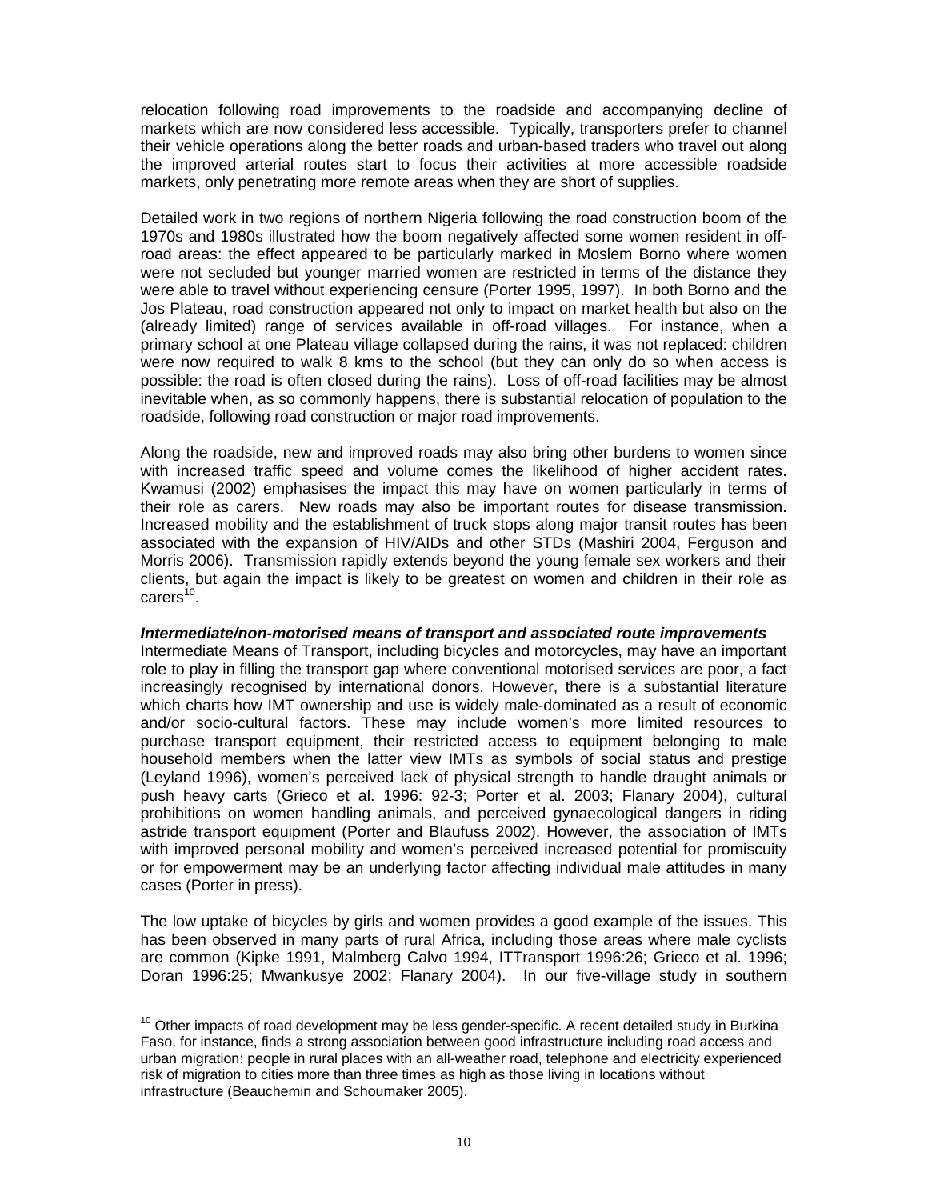relocation following road improvements to the roadside and accompanying decline of markets which are now considered less accessible. Typically, transporters prefer to channel their vehicle operations along the better roads and urban-based traders who travel out along the improved arterial routes start to focus their activities at more accessible roadside markets, only penetrating more remote areas when they are short of supplies.

Detailed work in two regions of northern Nigeria following the road construction boom of the 1970s and 1980s illustrated how the boom negatively affected some women resident in off-road areas: the effect appeared to be particularly marked in Moslem Borno where women were not secluded but younger married women are restricted in terms of the distance they were able to travel without experiencing censure (Porter 1995, 1997). In both Borno and the Jos Plateau, road construction appeared not only to impact on market health but also on the (already limited) range of services available in off-road villages. For instance, when a primary school at one Plateau village collapsed during the rains, it was not replaced: children were now required to walk 8 kms to the school (but they can only do so when access is possible: the road is often closed during the rains). Loss of off-road facilities may be almost inevitable when, as so commonly happens, there is substantial relocation of population to the roadside, following road construction or major road improvements.

Along the roadside, new and improved roads may also bring other burdens to women since with increased traffic speed and volume comes the likelihood of higher accident rates. Kwamusi (2002) emphasises the impact this may have on women particularly in terms of their role as carers. New roads may also be important routes for disease transmission. Increased mobility and the establishment of truck stops along major transit routes has been associated with the expansion of HIV/AIDs and other STDs (Mashiri 2004, Ferguson and Morris 2006). Transmission rapidly extends beyond the young female sex workers and their clients, but again the impact is likely to be greatest on women and children in their role as carers[10].

***Intermediate/non-motorised means of transport and associated route improvements***

Intermediate Means of Transport, including bicycles and motorcycles, may have an important role to play in filling the transport gap where conventional motorised services are poor, a fact increasingly recognised by international donors. However, there is a substantial literature which charts how IMT ownership and use is widely male-dominated as a result of economic and/or socio-cultural factors. These may include women's more limited resources to purchase transport equipment, their restricted access to equipment belonging to male household members when the latter view IMTs as symbols of social status and prestige (Leyland 1996), women's perceived lack of physical strength to handle draught animals or push heavy carts (Grieco et al. 1996: 92-3; Porter et al. 2003; Flanary 2004), cultural prohibitions on women handling animals, and perceived gynaecological dangers in riding astride transport equipment (Porter and Blaufuss 2002). However, the association of IMTs with improved personal mobility and women's perceived increased potential for promiscuity or for empowerment may be an underlying factor affecting individual male attitudes in many cases (Porter in press).

The low uptake of bicycles by girls and women provides a good example of the issues. This has been observed in many parts of rural Africa, including those areas where male cyclists are common (Kipke 1991, Malmberg Calvo 1994, ITTransport 1996:26; Grieco et al. 1996; Doran 1996:25; Mwankusye 2002; Flanary 2004). In our five-village study in southern

[10] Other impacts of road development may be less gender-specific. A recent detailed study in Burkina Faso, for instance, finds a strong association between good infrastructure including road access and urban migration: people in rural places with an all-weather road, telephone and electricity experienced risk of migration to cities more than three times as high as those living in locations without infrastructure (Beauchemin and Schoumaker 2005).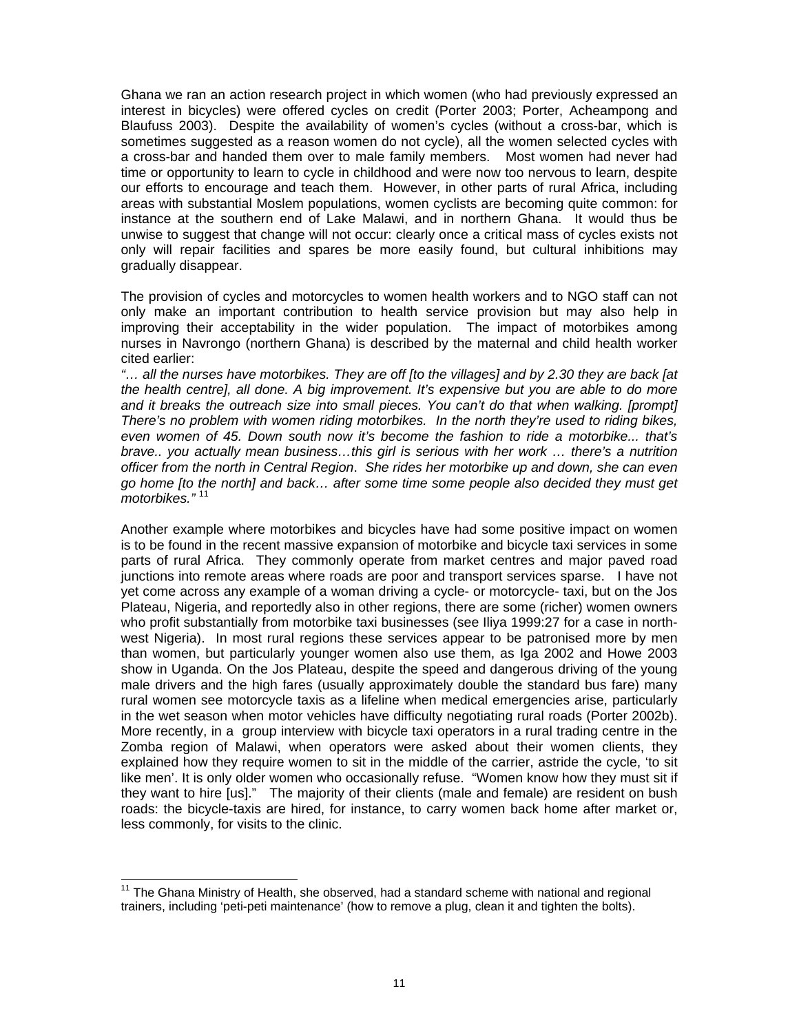Ghana we ran an action research project in which women (who had previously expressed an interest in bicycles) were offered cycles on credit (Porter 2003; Porter, Acheampong and Blaufuss 2003). Despite the availability of women's cycles (without a cross-bar, which is sometimes suggested as a reason women do not cycle), all the women selected cycles with a cross-bar and handed them over to male family members. Most women had never had time or opportunity to learn to cycle in childhood and were now too nervous to learn, despite our efforts to encourage and teach them. However, in other parts of rural Africa, including areas with substantial Moslem populations, women cyclists are becoming quite common: for instance at the southern end of Lake Malawi, and in northern Ghana. It would thus be unwise to suggest that change will not occur: clearly once a critical mass of cycles exists not only will repair facilities and spares be more easily found, but cultural inhibitions may gradually disappear.

The provision of cycles and motorcycles to women health workers and to NGO staff can not only make an important contribution to health service provision but may also help in improving their acceptability in the wider population. The impact of motorbikes among nurses in Navrongo (northern Ghana) is described by the maternal and child health worker cited earlier:

*"… all the nurses have motorbikes. They are off [to the villages] and by 2.30 they are back [at the health centre], all done. A big improvement. It's expensive but you are able to do more and it breaks the outreach size into small pieces. You can't do that when walking. [prompt] There's no problem with women riding motorbikes. In the north they're used to riding bikes, even women of 45. Down south now it's become the fashion to ride a motorbike... that's brave.. you actually mean business…this girl is serious with her work … there's a nutrition officer from the north in Central Region. She rides her motorbike up and down, she can even go home [to the north] and back… after some time some people also decided they must get motorbikes."* [11]

Another example where motorbikes and bicycles have had some positive impact on women is to be found in the recent massive expansion of motorbike and bicycle taxi services in some parts of rural Africa. They commonly operate from market centres and major paved road junctions into remote areas where roads are poor and transport services sparse. I have not yet come across any example of a woman driving a cycle- or motorcycle- taxi, but on the Jos Plateau, Nigeria, and reportedly also in other regions, there are some (richer) women owners who profit substantially from motorbike taxi businesses (see Iliya 1999:27 for a case in north-west Nigeria). In most rural regions these services appear to be patronised more by men than women, but particularly younger women also use them, as Iga 2002 and Howe 2003 show in Uganda. On the Jos Plateau, despite the speed and dangerous driving of the young male drivers and the high fares (usually approximately double the standard bus fare) many rural women see motorcycle taxis as a lifeline when medical emergencies arise, particularly in the wet season when motor vehicles have difficulty negotiating rural roads (Porter 2002b). More recently, in a group interview with bicycle taxi operators in a rural trading centre in the Zomba region of Malawi, when operators were asked about their women clients, they explained how they require women to sit in the middle of the carrier, astride the cycle, 'to sit like men'. It is only older women who occasionally refuse. "Women know how they must sit if they want to hire [us]." The majority of their clients (male and female) are resident on bush roads: the bicycle-taxis are hired, for instance, to carry women back home after market or, less commonly, for visits to the clinic.

---

[11] The Ghana Ministry of Health, she observed, had a standard scheme with national and regional trainers, including 'peti-peti maintenance' (how to remove a plug, clean it and tighten the bolts).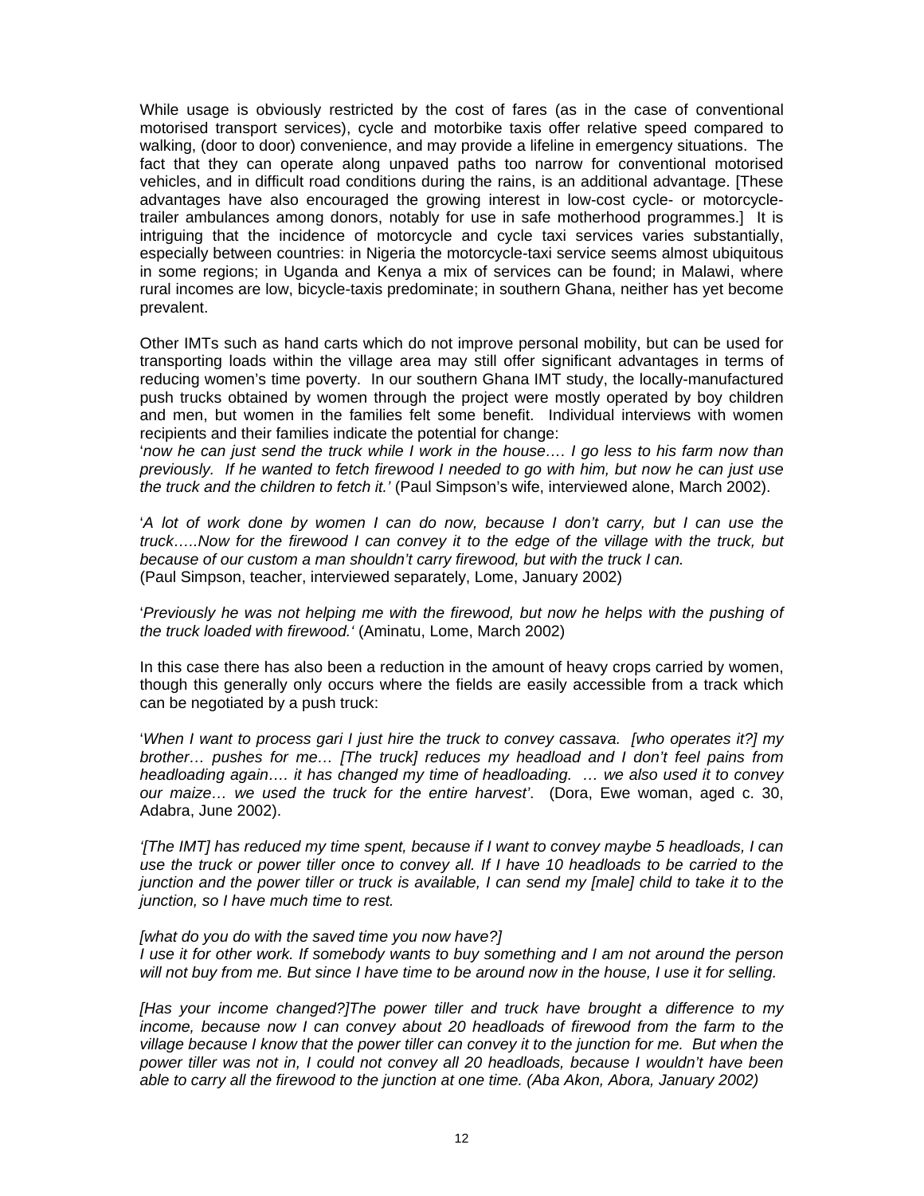While usage is obviously restricted by the cost of fares (as in the case of conventional motorised transport services), cycle and motorbike taxis offer relative speed compared to walking, (door to door) convenience, and may provide a lifeline in emergency situations. The fact that they can operate along unpaved paths too narrow for conventional motorised vehicles, and in difficult road conditions during the rains, is an additional advantage. [These advantages have also encouraged the growing interest in low-cost cycle- or motorcycle-trailer ambulances among donors, notably for use in safe motherhood programmes.] It is intriguing that the incidence of motorcycle and cycle taxi services varies substantially, especially between countries: in Nigeria the motorcycle-taxi service seems almost ubiquitous in some regions; in Uganda and Kenya a mix of services can be found; in Malawi, where rural incomes are low, bicycle-taxis predominate; in southern Ghana, neither has yet become prevalent.

Other IMTs such as hand carts which do not improve personal mobility, but can be used for transporting loads within the village area may still offer significant advantages in terms of reducing women's time poverty. In our southern Ghana IMT study, the locally-manufactured push trucks obtained by women through the project were mostly operated by boy children and men, but women in the families felt some benefit. Individual interviews with women recipients and their families indicate the potential for change:

'*now he can just send the truck while I work in the house…. I go less to his farm now than previously. If he wanted to fetch firewood I needed to go with him, but now he can just use the truck and the children to fetch it.'* (Paul Simpson's wife, interviewed alone, March 2002).

'*A lot of work done by women I can do now, because I don't carry, but I can use the truck…..Now for the firewood I can convey it to the edge of the village with the truck, but because of our custom a man shouldn't carry firewood, but with the truck I can.*
(Paul Simpson, teacher, interviewed separately, Lome, January 2002)

'*Previously he was not helping me with the firewood, but now he helps with the pushing of the truck loaded with firewood.'* (Aminatu, Lome, March 2002)

In this case there has also been a reduction in the amount of heavy crops carried by women, though this generally only occurs where the fields are easily accessible from a track which can be negotiated by a push truck:

'*When I want to process gari I just hire the truck to convey cassava. [who operates it?] my brother… pushes for me… [The truck] reduces my headload and I don't feel pains from headloading again…. it has changed my time of headloading. … we also used it to convey our maize… we used the truck for the entire harvest'*. (Dora, Ewe woman, aged c. 30, Adabra, June 2002).

*'[The IMT] has reduced my time spent, because if I want to convey maybe 5 headloads, I can use the truck or power tiller once to convey all. If I have 10 headloads to be carried to the junction and the power tiller or truck is available, I can send my [male] child to take it to the junction, so I have much time to rest.*

*[what do you do with the saved time you now have?]*
*I use it for other work. If somebody wants to buy something and I am not around the person will not buy from me. But since I have time to be around now in the house, I use it for selling.*

*[Has your income changed?]The power tiller and truck have brought a difference to my income, because now I can convey about 20 headloads of firewood from the farm to the village because I know that the power tiller can convey it to the junction for me. But when the power tiller was not in, I could not convey all 20 headloads, because I wouldn't have been able to carry all the firewood to the junction at one time. (Aba Akon, Abora, January 2002)*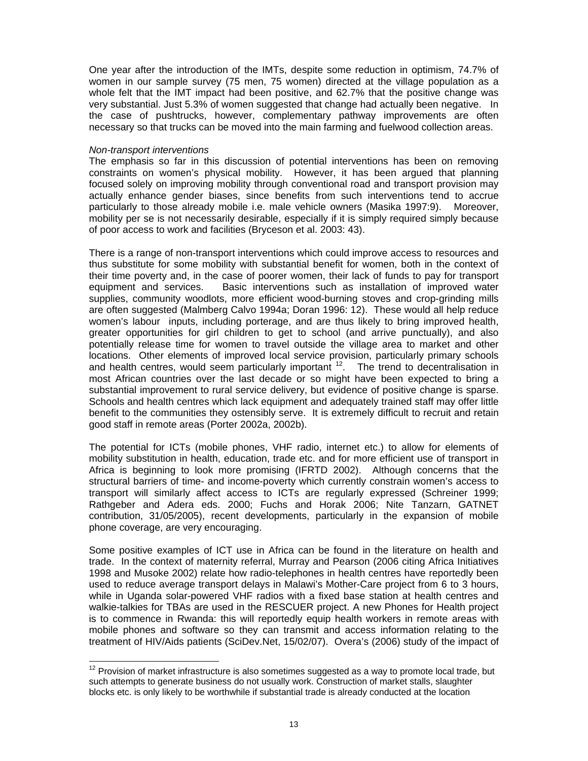One year after the introduction of the IMTs, despite some reduction in optimism, 74.7% of women in our sample survey (75 men, 75 women) directed at the village population as a whole felt that the IMT impact had been positive, and 62.7% that the positive change was very substantial. Just 5.3% of women suggested that change had actually been negative. In the case of pushtrucks, however, complementary pathway improvements are often necessary so that trucks can be moved into the main farming and fuelwood collection areas.

*Non-transport interventions*

The emphasis so far in this discussion of potential interventions has been on removing constraints on women's physical mobility. However, it has been argued that planning focused solely on improving mobility through conventional road and transport provision may actually enhance gender biases, since benefits from such interventions tend to accrue particularly to those already mobile i.e. male vehicle owners (Masika 1997:9). Moreover, mobility per se is not necessarily desirable, especially if it is simply required simply because of poor access to work and facilities (Bryceson et al. 2003: 43).

There is a range of non-transport interventions which could improve access to resources and thus substitute for some mobility with substantial benefit for women, both in the context of their time poverty and, in the case of poorer women, their lack of funds to pay for transport equipment and services. Basic interventions such as installation of improved water supplies, community woodlots, more efficient wood-burning stoves and crop-grinding mills are often suggested (Malmberg Calvo 1994a; Doran 1996: 12). These would all help reduce women's labour inputs, including porterage, and are thus likely to bring improved health, greater opportunities for girl children to get to school (and arrive punctually), and also potentially release time for women to travel outside the village area to market and other locations. Other elements of improved local service provision, particularly primary schools and health centres, would seem particularly important [12]. The trend to decentralisation in most African countries over the last decade or so might have been expected to bring a substantial improvement to rural service delivery, but evidence of positive change is sparse. Schools and health centres which lack equipment and adequately trained staff may offer little benefit to the communities they ostensibly serve. It is extremely difficult to recruit and retain good staff in remote areas (Porter 2002a, 2002b).

The potential for ICTs (mobile phones, VHF radio, internet etc.) to allow for elements of mobility substitution in health, education, trade etc. and for more efficient use of transport in Africa is beginning to look more promising (IFRTD 2002). Although concerns that the structural barriers of time- and income-poverty which currently constrain women's access to transport will similarly affect access to ICTs are regularly expressed (Schreiner 1999; Rathgeber and Adera eds. 2000; Fuchs and Horak 2006; Nite Tanzarn, GATNET contribution, 31/05/2005), recent developments, particularly in the expansion of mobile phone coverage, are very encouraging.

Some positive examples of ICT use in Africa can be found in the literature on health and trade. In the context of maternity referral, Murray and Pearson (2006 citing Africa Initiatives 1998 and Musoke 2002) relate how radio-telephones in health centres have reportedly been used to reduce average transport delays in Malawi's Mother-Care project from 6 to 3 hours, while in Uganda solar-powered VHF radios with a fixed base station at health centres and walkie-talkies for TBAs are used in the RESCUER project. A new Phones for Health project is to commence in Rwanda: this will reportedly equip health workers in remote areas with mobile phones and software so they can transmit and access information relating to the treatment of HIV/Aids patients (SciDev.Net, 15/02/07). Overa's (2006) study of the impact of

---

[12] Provision of market infrastructure is also sometimes suggested as a way to promote local trade, but such attempts to generate business do not usually work. Construction of market stalls, slaughter blocks etc. is only likely to be worthwhile if substantial trade is already conducted at the location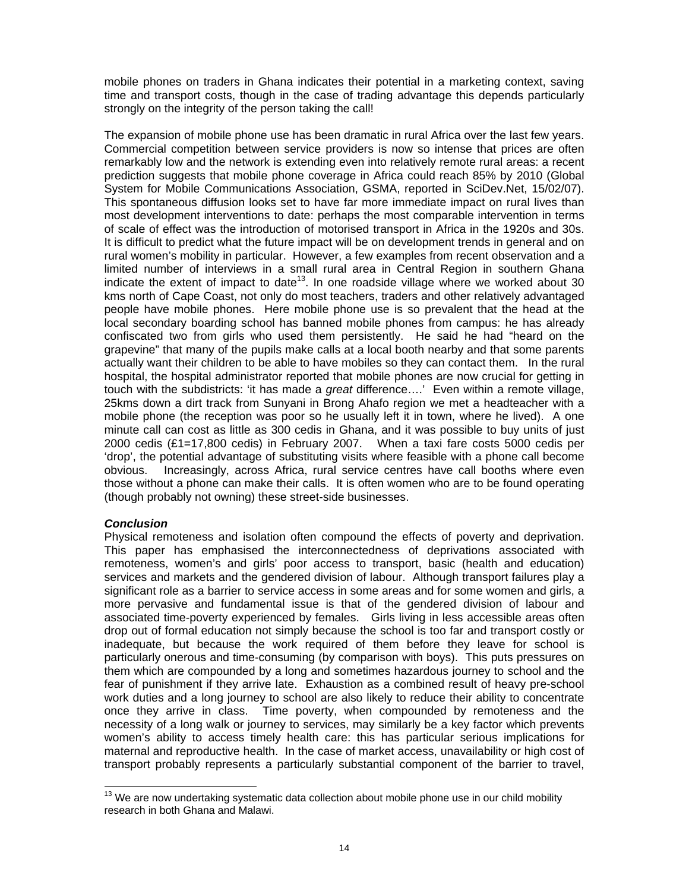mobile phones on traders in Ghana indicates their potential in a marketing context, saving time and transport costs, though in the case of trading advantage this depends particularly strongly on the integrity of the person taking the call!

The expansion of mobile phone use has been dramatic in rural Africa over the last few years. Commercial competition between service providers is now so intense that prices are often remarkably low and the network is extending even into relatively remote rural areas: a recent prediction suggests that mobile phone coverage in Africa could reach 85% by 2010 (Global System for Mobile Communications Association, GSMA, reported in SciDev.Net, 15/02/07). This spontaneous diffusion looks set to have far more immediate impact on rural lives than most development interventions to date: perhaps the most comparable intervention in terms of scale of effect was the introduction of motorised transport in Africa in the 1920s and 30s. It is difficult to predict what the future impact will be on development trends in general and on rural women's mobility in particular. However, a few examples from recent observation and a limited number of interviews in a small rural area in Central Region in southern Ghana indicate the extent of impact to date[13]. In one roadside village where we worked about 30 kms north of Cape Coast, not only do most teachers, traders and other relatively advantaged people have mobile phones. Here mobile phone use is so prevalent that the head at the local secondary boarding school has banned mobile phones from campus: he has already confiscated two from girls who used them persistently. He said he had "heard on the grapevine" that many of the pupils make calls at a local booth nearby and that some parents actually want their children to be able to have mobiles so they can contact them. In the rural hospital, the hospital administrator reported that mobile phones are now crucial for getting in touch with the subdistricts: 'it has made a *great* difference….' Even within a remote village, 25kms down a dirt track from Sunyani in Brong Ahafo region we met a headteacher with a mobile phone (the reception was poor so he usually left it in town, where he lived). A one minute call can cost as little as 300 cedis in Ghana, and it was possible to buy units of just 2000 cedis (£1=17,800 cedis) in February 2007. When a taxi fare costs 5000 cedis per 'drop', the potential advantage of substituting visits where feasible with a phone call become obvious. Increasingly, across Africa, rural service centres have call booths where even those without a phone can make their calls. It is often women who are to be found operating (though probably not owning) these street-side businesses.

***Conclusion***

Physical remoteness and isolation often compound the effects of poverty and deprivation. This paper has emphasised the interconnectedness of deprivations associated with remoteness, women's and girls' poor access to transport, basic (health and education) services and markets and the gendered division of labour. Although transport failures play a significant role as a barrier to service access in some areas and for some women and girls, a more pervasive and fundamental issue is that of the gendered division of labour and associated time-poverty experienced by females. Girls living in less accessible areas often drop out of formal education not simply because the school is too far and transport costly or inadequate, but because the work required of them before they leave for school is particularly onerous and time-consuming (by comparison with boys). This puts pressures on them which are compounded by a long and sometimes hazardous journey to school and the fear of punishment if they arrive late. Exhaustion as a combined result of heavy pre-school work duties and a long journey to school are also likely to reduce their ability to concentrate once they arrive in class. Time poverty, when compounded by remoteness and the necessity of a long walk or journey to services, may similarly be a key factor which prevents women's ability to access timely health care: this has particular serious implications for maternal and reproductive health. In the case of market access, unavailability or high cost of transport probably represents a particularly substantial component of the barrier to travel,

[13] We are now undertaking systematic data collection about mobile phone use in our child mobility research in both Ghana and Malawi.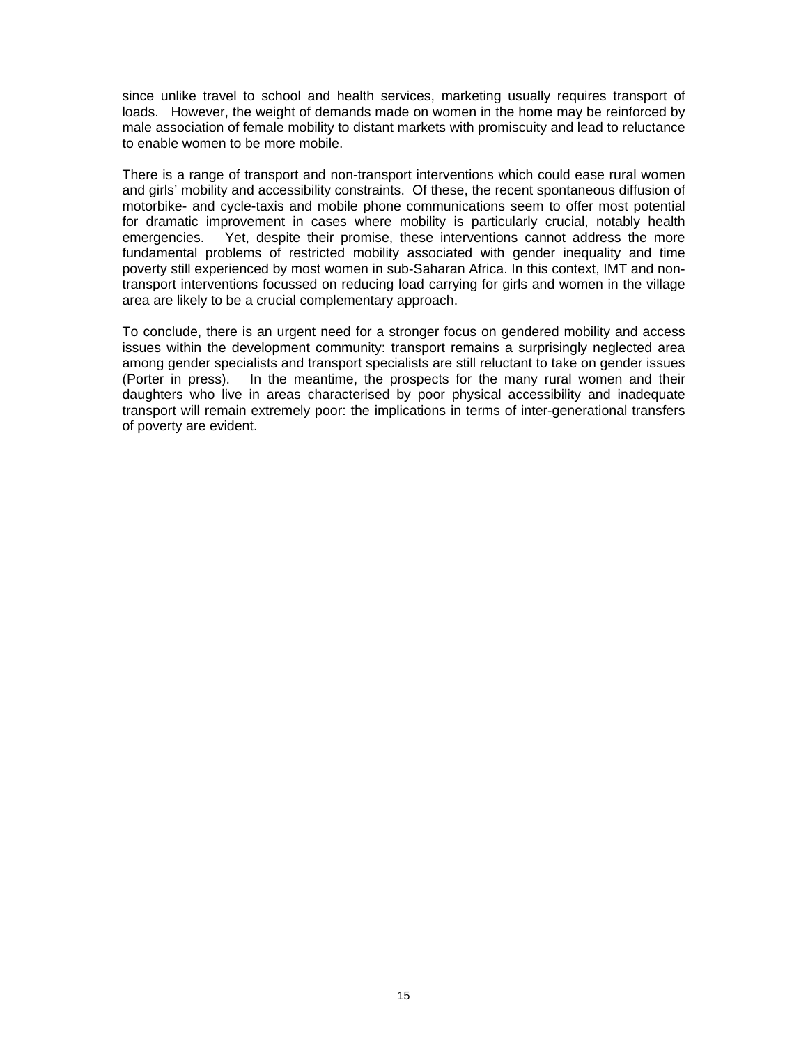since unlike travel to school and health services, marketing usually requires transport of loads. However, the weight of demands made on women in the home may be reinforced by male association of female mobility to distant markets with promiscuity and lead to reluctance to enable women to be more mobile.

There is a range of transport and non-transport interventions which could ease rural women and girls' mobility and accessibility constraints. Of these, the recent spontaneous diffusion of motorbike- and cycle-taxis and mobile phone communications seem to offer most potential for dramatic improvement in cases where mobility is particularly crucial, notably health emergencies. Yet, despite their promise, these interventions cannot address the more fundamental problems of restricted mobility associated with gender inequality and time poverty still experienced by most women in sub-Saharan Africa. In this context, IMT and non-transport interventions focussed on reducing load carrying for girls and women in the village area are likely to be a crucial complementary approach.

To conclude, there is an urgent need for a stronger focus on gendered mobility and access issues within the development community: transport remains a surprisingly neglected area among gender specialists and transport specialists are still reluctant to take on gender issues (Porter in press). In the meantime, the prospects for the many rural women and their daughters who live in areas characterised by poor physical accessibility and inadequate transport will remain extremely poor: the implications in terms of inter-generational transfers of poverty are evident.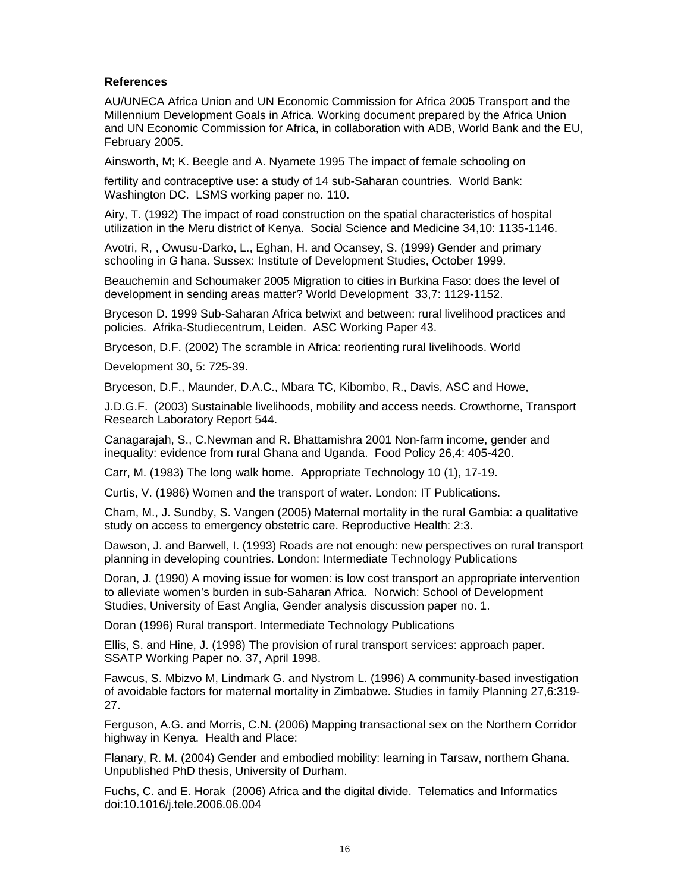**References**

AU/UNECA Africa Union and UN Economic Commission for Africa 2005 Transport and the Millennium Development Goals in Africa. Working document prepared by the Africa Union and UN Economic Commission for Africa, in collaboration with ADB, World Bank and the EU, February 2005.

Ainsworth, M; K. Beegle and A. Nyamete 1995 The impact of female schooling on

fertility and contraceptive use: a study of 14 sub-Saharan countries. World Bank: Washington DC. LSMS working paper no. 110.

Airy, T. (1992) The impact of road construction on the spatial characteristics of hospital utilization in the Meru district of Kenya. Social Science and Medicine 34,10: 1135-1146.

Avotri, R, , Owusu-Darko, L., Eghan, H. and Ocansey, S. (1999) Gender and primary schooling in G hana. Sussex: Institute of Development Studies, October 1999.

Beauchemin and Schoumaker 2005 Migration to cities in Burkina Faso: does the level of development in sending areas matter? World Development 33,7: 1129-1152.

Bryceson D. 1999 Sub-Saharan Africa betwixt and between: rural livelihood practices and policies. Afrika-Studiecentrum, Leiden. ASC Working Paper 43.

Bryceson, D.F. (2002) The scramble in Africa: reorienting rural livelihoods. World

Development 30, 5: 725-39.

Bryceson, D.F., Maunder, D.A.C., Mbara TC, Kibombo, R., Davis, ASC and Howe,

J.D.G.F. (2003) Sustainable livelihoods, mobility and access needs. Crowthorne, Transport Research Laboratory Report 544.

Canagarajah, S., C.Newman and R. Bhattamishra 2001 Non-farm income, gender and inequality: evidence from rural Ghana and Uganda. Food Policy 26,4: 405-420.

Carr, M. (1983) The long walk home. Appropriate Technology 10 (1), 17-19.

Curtis, V. (1986) Women and the transport of water. London: IT Publications.

Cham, M., J. Sundby, S. Vangen (2005) Maternal mortality in the rural Gambia: a qualitative study on access to emergency obstetric care. Reproductive Health: 2:3.

Dawson, J. and Barwell, I. (1993) Roads are not enough: new perspectives on rural transport planning in developing countries. London: Intermediate Technology Publications

Doran, J. (1990) A moving issue for women: is low cost transport an appropriate intervention to alleviate women's burden in sub-Saharan Africa. Norwich: School of Development Studies, University of East Anglia, Gender analysis discussion paper no. 1.

Doran (1996) Rural transport. Intermediate Technology Publications

Ellis, S. and Hine, J. (1998) The provision of rural transport services: approach paper. SSATP Working Paper no. 37, April 1998.

Fawcus, S. Mbizvo M, Lindmark G. and Nystrom L. (1996) A community-based investigation of avoidable factors for maternal mortality in Zimbabwe. Studies in family Planning 27,6:319-27.

Ferguson, A.G. and Morris, C.N. (2006) Mapping transactional sex on the Northern Corridor highway in Kenya. Health and Place:

Flanary, R. M. (2004) Gender and embodied mobility: learning in Tarsaw, northern Ghana. Unpublished PhD thesis, University of Durham.

Fuchs, C. and E. Horak (2006) Africa and the digital divide. Telematics and Informatics doi:10.1016/j.tele.2006.06.004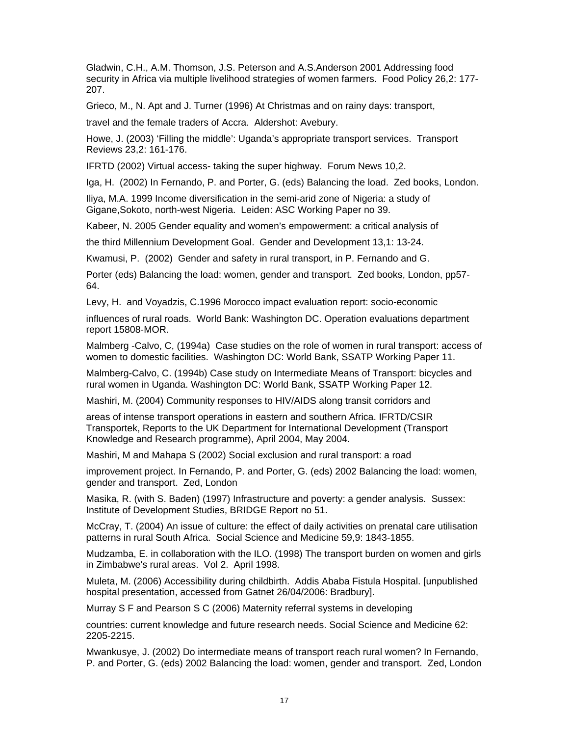Gladwin, C.H., A.M. Thomson, J.S. Peterson and A.S.Anderson 2001 Addressing food security in Africa via multiple livelihood strategies of women farmers. Food Policy 26,2: 177-207.

Grieco, M., N. Apt and J. Turner (1996) At Christmas and on rainy days: transport,

travel and the female traders of Accra. Aldershot: Avebury.

Howe, J. (2003) 'Filling the middle': Uganda's appropriate transport services. Transport Reviews 23,2: 161-176.

IFRTD (2002) Virtual access- taking the super highway. Forum News 10,2.

Iga, H. (2002) In Fernando, P. and Porter, G. (eds) Balancing the load. Zed books, London.

Iliya, M.A. 1999 Income diversification in the semi-arid zone of Nigeria: a study of Gigane,Sokoto, north-west Nigeria. Leiden: ASC Working Paper no 39.

Kabeer, N. 2005 Gender equality and women's empowerment: a critical analysis of

the third Millennium Development Goal. Gender and Development 13,1: 13-24.

Kwamusi, P. (2002) Gender and safety in rural transport, in P. Fernando and G.

Porter (eds) Balancing the load: women, gender and transport. Zed books, London, pp57-64.

Levy, H. and Voyadzis, C.1996 Morocco impact evaluation report: socio-economic

influences of rural roads. World Bank: Washington DC. Operation evaluations department report 15808-MOR.

Malmberg -Calvo, C, (1994a) Case studies on the role of women in rural transport: access of women to domestic facilities. Washington DC: World Bank, SSATP Working Paper 11.

Malmberg-Calvo, C. (1994b) Case study on Intermediate Means of Transport: bicycles and rural women in Uganda. Washington DC: World Bank, SSATP Working Paper 12.

Mashiri, M. (2004) Community responses to HIV/AIDS along transit corridors and

areas of intense transport operations in eastern and southern Africa. IFRTD/CSIR Transportek, Reports to the UK Department for International Development (Transport Knowledge and Research programme), April 2004, May 2004.

Mashiri, M and Mahapa S (2002) Social exclusion and rural transport: a road

improvement project. In Fernando, P. and Porter, G. (eds) 2002 Balancing the load: women, gender and transport. Zed, London

Masika, R. (with S. Baden) (1997) Infrastructure and poverty: a gender analysis. Sussex: Institute of Development Studies, BRIDGE Report no 51.

McCray, T. (2004) An issue of culture: the effect of daily activities on prenatal care utilisation patterns in rural South Africa. Social Science and Medicine 59,9: 1843-1855.

Mudzamba, E. in collaboration with the ILO. (1998) The transport burden on women and girls in Zimbabwe's rural areas. Vol 2. April 1998.

Muleta, M. (2006) Accessibility during childbirth. Addis Ababa Fistula Hospital. [unpublished hospital presentation, accessed from Gatnet 26/04/2006: Bradbury].

Murray S F and Pearson S C (2006) Maternity referral systems in developing

countries: current knowledge and future research needs. Social Science and Medicine 62: 2205-2215.

Mwankusye, J. (2002) Do intermediate means of transport reach rural women? In Fernando, P. and Porter, G. (eds) 2002 Balancing the load: women, gender and transport. Zed, London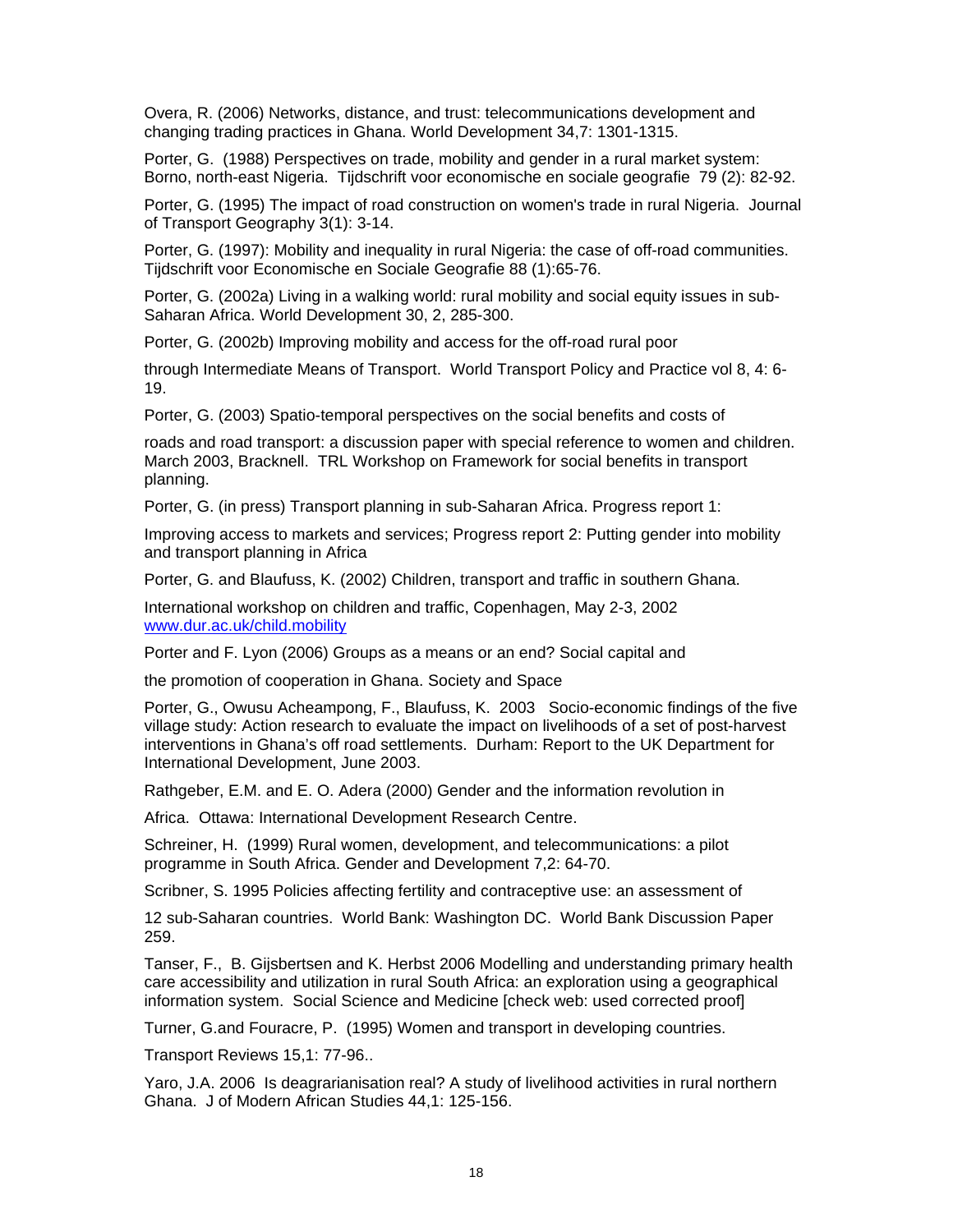Overa, R. (2006) Networks, distance, and trust: telecommunications development and changing trading practices in Ghana. World Development 34,7: 1301-1315.

Porter, G. (1988) Perspectives on trade, mobility and gender in a rural market system: Borno, north-east Nigeria. Tijdschrift voor economische en sociale geografie 79 (2): 82-92.

Porter, G. (1995) The impact of road construction on women's trade in rural Nigeria. Journal of Transport Geography 3(1): 3-14.

Porter, G. (1997): Mobility and inequality in rural Nigeria: the case of off-road communities. Tijdschrift voor Economische en Sociale Geografie 88 (1):65-76.

Porter, G. (2002a) Living in a walking world: rural mobility and social equity issues in sub-Saharan Africa. World Development 30, 2, 285-300.

Porter, G. (2002b) Improving mobility and access for the off-road rural poor

through Intermediate Means of Transport. World Transport Policy and Practice vol 8, 4: 6-19.

Porter, G. (2003) Spatio-temporal perspectives on the social benefits and costs of

roads and road transport: a discussion paper with special reference to women and children. March 2003, Bracknell. TRL Workshop on Framework for social benefits in transport planning.

Porter, G. (in press) Transport planning in sub-Saharan Africa. Progress report 1:

Improving access to markets and services; Progress report 2: Putting gender into mobility and transport planning in Africa

Porter, G. and Blaufuss, K. (2002) Children, transport and traffic in southern Ghana.

International workshop on children and traffic, Copenhagen, May 2-3, 2002 www.dur.ac.uk/child.mobility

Porter and F. Lyon (2006) Groups as a means or an end? Social capital and

the promotion of cooperation in Ghana. Society and Space

Porter, G., Owusu Acheampong, F., Blaufuss, K. 2003 Socio-economic findings of the five village study: Action research to evaluate the impact on livelihoods of a set of post-harvest interventions in Ghana's off road settlements. Durham: Report to the UK Department for International Development, June 2003.

Rathgeber, E.M. and E. O. Adera (2000) Gender and the information revolution in

Africa. Ottawa: International Development Research Centre.

Schreiner, H. (1999) Rural women, development, and telecommunications: a pilot programme in South Africa. Gender and Development 7,2: 64-70.

Scribner, S. 1995 Policies affecting fertility and contraceptive use: an assessment of

12 sub-Saharan countries. World Bank: Washington DC. World Bank Discussion Paper 259.

Tanser, F., B. Gijsbertsen and K. Herbst 2006 Modelling and understanding primary health care accessibility and utilization in rural South Africa: an exploration using a geographical information system. Social Science and Medicine [check web: used corrected proof]

Turner, G.and Fouracre, P. (1995) Women and transport in developing countries.

Transport Reviews 15,1: 77-96..

Yaro, J.A. 2006 Is deagrarianisation real? A study of livelihood activities in rural northern Ghana. J of Modern African Studies 44,1: 125-156.